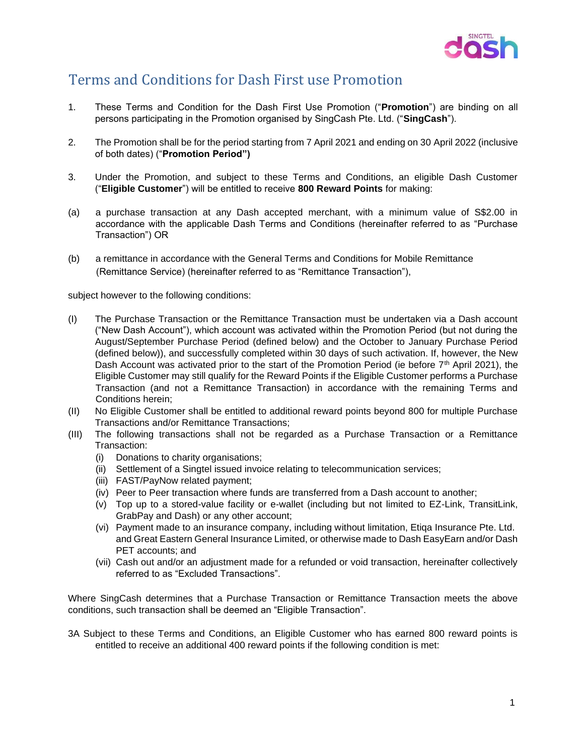# Terms and Conditions for Dash First use Promotion

1. These Terms and Condition for the Dash First Use Promotion ("**Promotion**") are binding on all persons participating in the Promotion organised by SingCash Pte. Ltd. ("**SingCash**").

2. The Promotion shall be for the period starting from 7 April 2021 and ending on 30 April 2022 (inclusive of both dates) ("**Promotion Period")**

3. Under the Promotion, and subject to these Terms and Conditions, an eligible Dash Customer ("**Eligible Customer**") will be entitled to receive **800 Reward Points** for making:

(a) a purchase transaction at any Dash accepted merchant, with a minimum value of S$2.00 in accordance with the applicable Dash Terms and Conditions (hereinafter referred to as "Purchase Transaction") OR

(b) a remittance in accordance with the General Terms and Conditions for Mobile Remittance (Remittance Service) (hereinafter referred to as "Remittance Transaction"),

subject however to the following conditions:

(I) The Purchase Transaction or the Remittance Transaction must be undertaken via a Dash account ("New Dash Account"), which account was activated within the Promotion Period (but not during the August/September Purchase Period (defined below) and the October to January Purchase Period (defined below)), and successfully completed within 30 days of such activation. If, however, the New Dash Account was activated prior to the start of the Promotion Period (ie before 7th April 2021), the Eligible Customer may still qualify for the Reward Points if the Eligible Customer performs a Purchase Transaction (and not a Remittance Transaction) in accordance with the remaining Terms and Conditions herein;

(II) No Eligible Customer shall be entitled to additional reward points beyond 800 for multiple Purchase Transactions and/or Remittance Transactions;

(III) The following transactions shall not be regarded as a Purchase Transaction or a Remittance Transaction:
   - (i) Donations to charity organisations;
   - (ii) Settlement of a Singtel issued invoice relating to telecommunication services;
   - (iii) FAST/PayNow related payment;
   - (iv) Peer to Peer transaction where funds are transferred from a Dash account to another;
   - (v) Top up to a stored-value facility or e-wallet (including but not limited to EZ-Link, TransitLink, GrabPay and Dash) or any other account;
   - (vi) Payment made to an insurance company, including without limitation, Etiqa Insurance Pte. Ltd. and Great Eastern General Insurance Limited, or otherwise made to Dash EasyEarn and/or Dash PET accounts; and
   - (vii) Cash out and/or an adjustment made for a refunded or void transaction, hereinafter collectively referred to as "Excluded Transactions".

Where SingCash determines that a Purchase Transaction or Remittance Transaction meets the above conditions, such transaction shall be deemed an "Eligible Transaction".

3A Subject to these Terms and Conditions, an Eligible Customer who has earned 800 reward points is entitled to receive an additional 400 reward points if the following condition is met: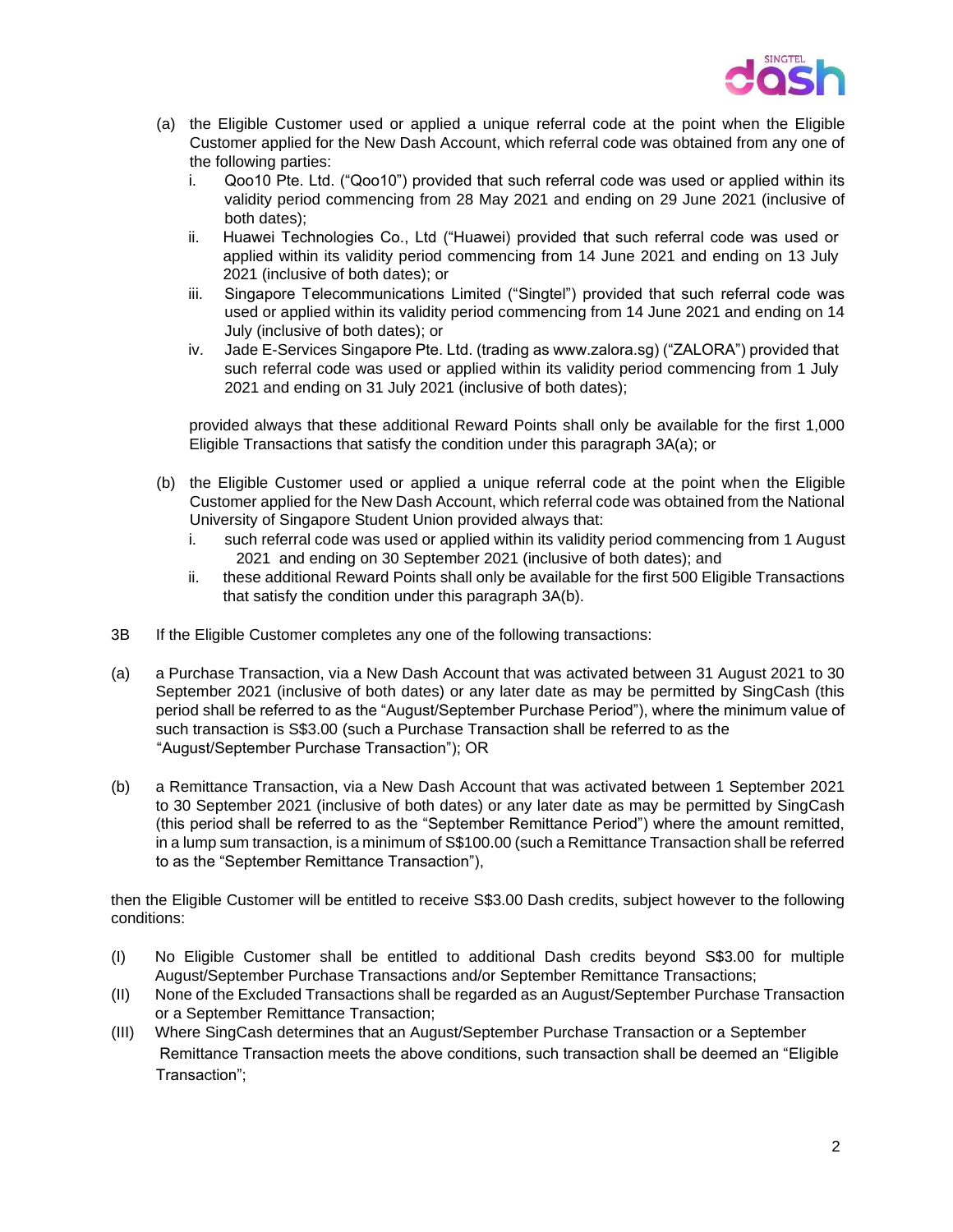(a) the Eligible Customer used or applied a unique referral code at the point when the Eligible Customer applied for the New Dash Account, which referral code was obtained from any one of the following parties:

   i. Qoo10 Pte. Ltd. ("Qoo10") provided that such referral code was used or applied within its validity period commencing from 28 May 2021 and ending on 29 June 2021 (inclusive of both dates);

   ii. Huawei Technologies Co., Ltd ("Huawei) provided that such referral code was used or applied within its validity period commencing from 14 June 2021 and ending on 13 July 2021 (inclusive of both dates); or

   iii. Singapore Telecommunications Limited ("Singtel") provided that such referral code was used or applied within its validity period commencing from 14 June 2021 and ending on 14 July (inclusive of both dates); or

   iv. Jade E-Services Singapore Pte. Ltd. (trading as www.zalora.sg) ("ZALORA") provided that such referral code was used or applied within its validity period commencing from 1 July 2021 and ending on 31 July 2021 (inclusive of both dates);

   provided always that these additional Reward Points shall only be available for the first 1,000 Eligible Transactions that satisfy the condition under this paragraph 3A(a); or

(b) the Eligible Customer used or applied a unique referral code at the point when the Eligible Customer applied for the New Dash Account, which referral code was obtained from the National University of Singapore Student Union provided always that:

   i. such referral code was used or applied within its validity period commencing from 1 August 2021 and ending on 30 September 2021 (inclusive of both dates); and

   ii. these additional Reward Points shall only be available for the first 500 Eligible Transactions that satisfy the condition under this paragraph 3A(b).

3B If the Eligible Customer completes any one of the following transactions:

(a) a Purchase Transaction, via a New Dash Account that was activated between 31 August 2021 to 30 September 2021 (inclusive of both dates) or any later date as may be permitted by SingCash (this period shall be referred to as the "August/September Purchase Period"), where the minimum value of such transaction is S$3.00 (such a Purchase Transaction shall be referred to as the "August/September Purchase Transaction"); OR

(b) a Remittance Transaction, via a New Dash Account that was activated between 1 September 2021 to 30 September 2021 (inclusive of both dates) or any later date as may be permitted by SingCash (this period shall be referred to as the "September Remittance Period") where the amount remitted, in a lump sum transaction, is a minimum of S$100.00 (such a Remittance Transaction shall be referred to as the "September Remittance Transaction"),

then the Eligible Customer will be entitled to receive S$3.00 Dash credits, subject however to the following conditions:

(I) No Eligible Customer shall be entitled to additional Dash credits beyond S$3.00 for multiple August/September Purchase Transactions and/or September Remittance Transactions;

(II) None of the Excluded Transactions shall be regarded as an August/September Purchase Transaction or a September Remittance Transaction;

(III) Where SingCash determines that an August/September Purchase Transaction or a September Remittance Transaction meets the above conditions, such transaction shall be deemed an "Eligible Transaction";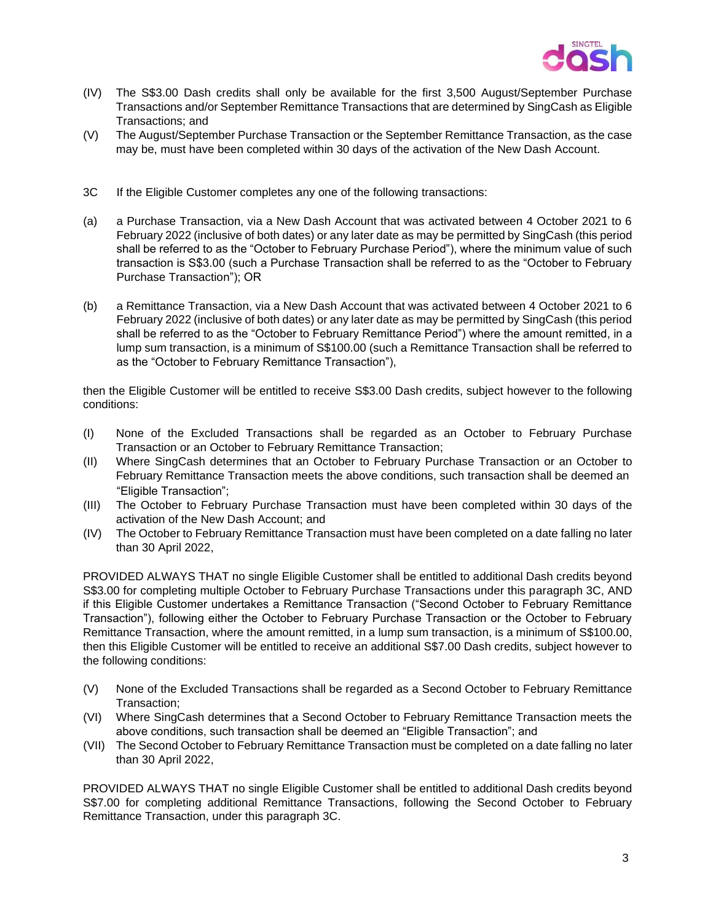(IV) The S$3.00 Dash credits shall only be available for the first 3,500 August/September Purchase Transactions and/or September Remittance Transactions that are determined by SingCash as Eligible Transactions; and

(V) The August/September Purchase Transaction or the September Remittance Transaction, as the case may be, must have been completed within 30 days of the activation of the New Dash Account.

3C If the Eligible Customer completes any one of the following transactions:

(a) a Purchase Transaction, via a New Dash Account that was activated between 4 October 2021 to 6 February 2022 (inclusive of both dates) or any later date as may be permitted by SingCash (this period shall be referred to as the "October to February Purchase Period"), where the minimum value of such transaction is S$3.00 (such a Purchase Transaction shall be referred to as the "October to February Purchase Transaction"); OR

(b) a Remittance Transaction, via a New Dash Account that was activated between 4 October 2021 to 6 February 2022 (inclusive of both dates) or any later date as may be permitted by SingCash (this period shall be referred to as the "October to February Remittance Period") where the amount remitted, in a lump sum transaction, is a minimum of S$100.00 (such a Remittance Transaction shall be referred to as the "October to February Remittance Transaction"),

then the Eligible Customer will be entitled to receive S$3.00 Dash credits, subject however to the following conditions:

(I) None of the Excluded Transactions shall be regarded as an October to February Purchase Transaction or an October to February Remittance Transaction;

(II) Where SingCash determines that an October to February Purchase Transaction or an October to February Remittance Transaction meets the above conditions, such transaction shall be deemed an "Eligible Transaction";

(III) The October to February Purchase Transaction must have been completed within 30 days of the activation of the New Dash Account; and

(IV) The October to February Remittance Transaction must have been completed on a date falling no later than 30 April 2022,

PROVIDED ALWAYS THAT no single Eligible Customer shall be entitled to additional Dash credits beyond S$3.00 for completing multiple October to February Purchase Transactions under this paragraph 3C, AND if this Eligible Customer undertakes a Remittance Transaction ("Second October to February Remittance Transaction"), following either the October to February Purchase Transaction or the October to February Remittance Transaction, where the amount remitted, in a lump sum transaction, is a minimum of S$100.00, then this Eligible Customer will be entitled to receive an additional S$7.00 Dash credits, subject however to the following conditions:

(V) None of the Excluded Transactions shall be regarded as a Second October to February Remittance Transaction;

(VI) Where SingCash determines that a Second October to February Remittance Transaction meets the above conditions, such transaction shall be deemed an "Eligible Transaction"; and

(VII) The Second October to February Remittance Transaction must be completed on a date falling no later than 30 April 2022,

PROVIDED ALWAYS THAT no single Eligible Customer shall be entitled to additional Dash credits beyond S$7.00 for completing additional Remittance Transactions, following the Second October to February Remittance Transaction, under this paragraph 3C.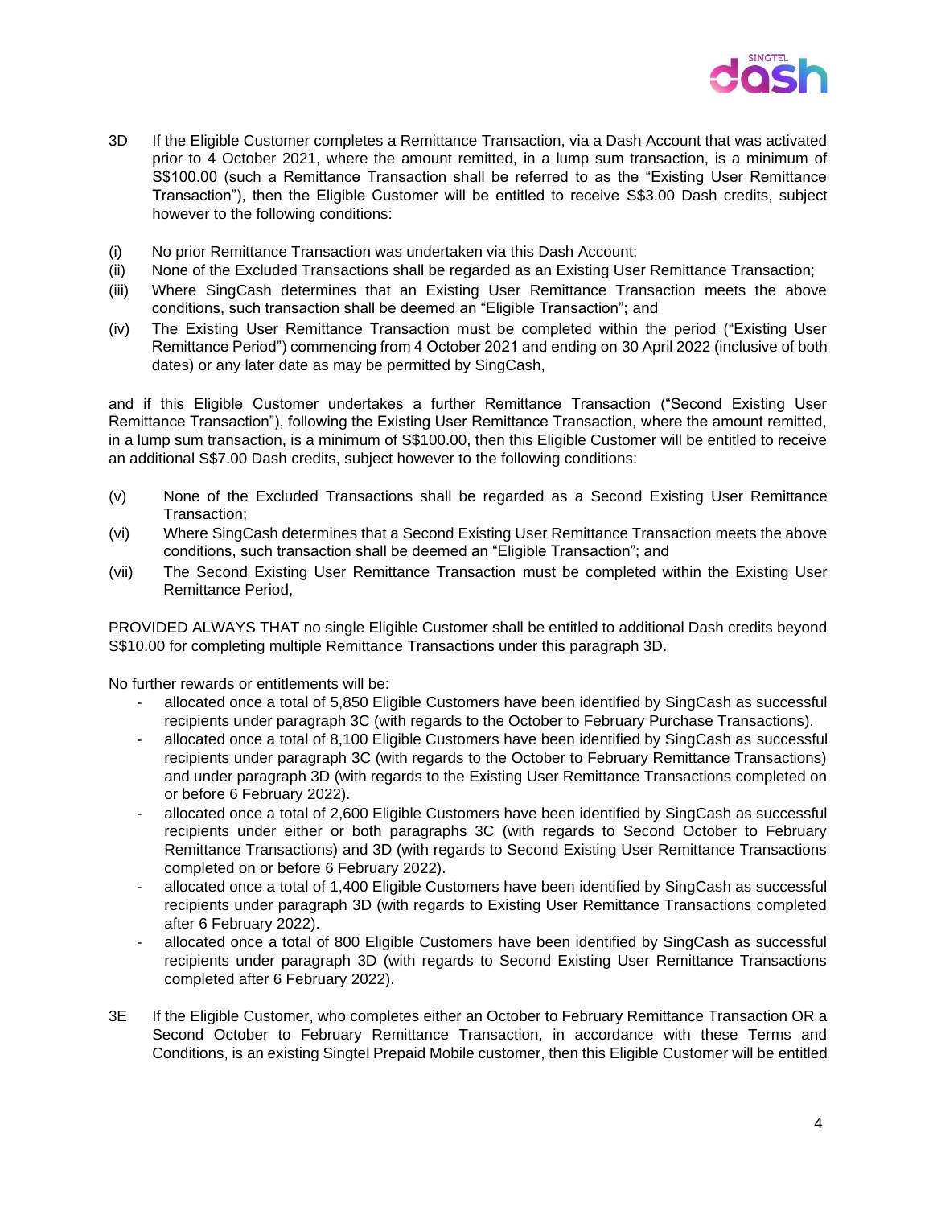3D If the Eligible Customer completes a Remittance Transaction, via a Dash Account that was activated prior to 4 October 2021, where the amount remitted, in a lump sum transaction, is a minimum of S$100.00 (such a Remittance Transaction shall be referred to as the "Existing User Remittance Transaction"), then the Eligible Customer will be entitled to receive S$3.00 Dash credits, subject however to the following conditions:

(i) No prior Remittance Transaction was undertaken via this Dash Account;
(ii) None of the Excluded Transactions shall be regarded as an Existing User Remittance Transaction;
(iii) Where SingCash determines that an Existing User Remittance Transaction meets the above conditions, such transaction shall be deemed an "Eligible Transaction"; and
(iv) The Existing User Remittance Transaction must be completed within the period ("Existing User Remittance Period") commencing from 4 October 2021 and ending on 30 April 2022 (inclusive of both dates) or any later date as may be permitted by SingCash,

and if this Eligible Customer undertakes a further Remittance Transaction ("Second Existing User Remittance Transaction"), following the Existing User Remittance Transaction, where the amount remitted, in a lump sum transaction, is a minimum of S$100.00, then this Eligible Customer will be entitled to receive an additional S$7.00 Dash credits, subject however to the following conditions:

(v) None of the Excluded Transactions shall be regarded as a Second Existing User Remittance Transaction;
(vi) Where SingCash determines that a Second Existing User Remittance Transaction meets the above conditions, such transaction shall be deemed an "Eligible Transaction"; and
(vii) The Second Existing User Remittance Transaction must be completed within the Existing User Remittance Period,

PROVIDED ALWAYS THAT no single Eligible Customer shall be entitled to additional Dash credits beyond S$10.00 for completing multiple Remittance Transactions under this paragraph 3D.

No further rewards or entitlements will be:

- allocated once a total of 5,850 Eligible Customers have been identified by SingCash as successful recipients under paragraph 3C (with regards to the October to February Purchase Transactions).
- allocated once a total of 8,100 Eligible Customers have been identified by SingCash as successful recipients under paragraph 3C (with regards to the October to February Remittance Transactions) and under paragraph 3D (with regards to the Existing User Remittance Transactions completed on or before 6 February 2022).
- allocated once a total of 2,600 Eligible Customers have been identified by SingCash as successful recipients under either or both paragraphs 3C (with regards to Second October to February Remittance Transactions) and 3D (with regards to Second Existing User Remittance Transactions completed on or before 6 February 2022).
- allocated once a total of 1,400 Eligible Customers have been identified by SingCash as successful recipients under paragraph 3D (with regards to Existing User Remittance Transactions completed after 6 February 2022).
- allocated once a total of 800 Eligible Customers have been identified by SingCash as successful recipients under paragraph 3D (with regards to Second Existing User Remittance Transactions completed after 6 February 2022).

3E If the Eligible Customer, who completes either an October to February Remittance Transaction OR a Second October to February Remittance Transaction, in accordance with these Terms and Conditions, is an existing Singtel Prepaid Mobile customer, then this Eligible Customer will be entitled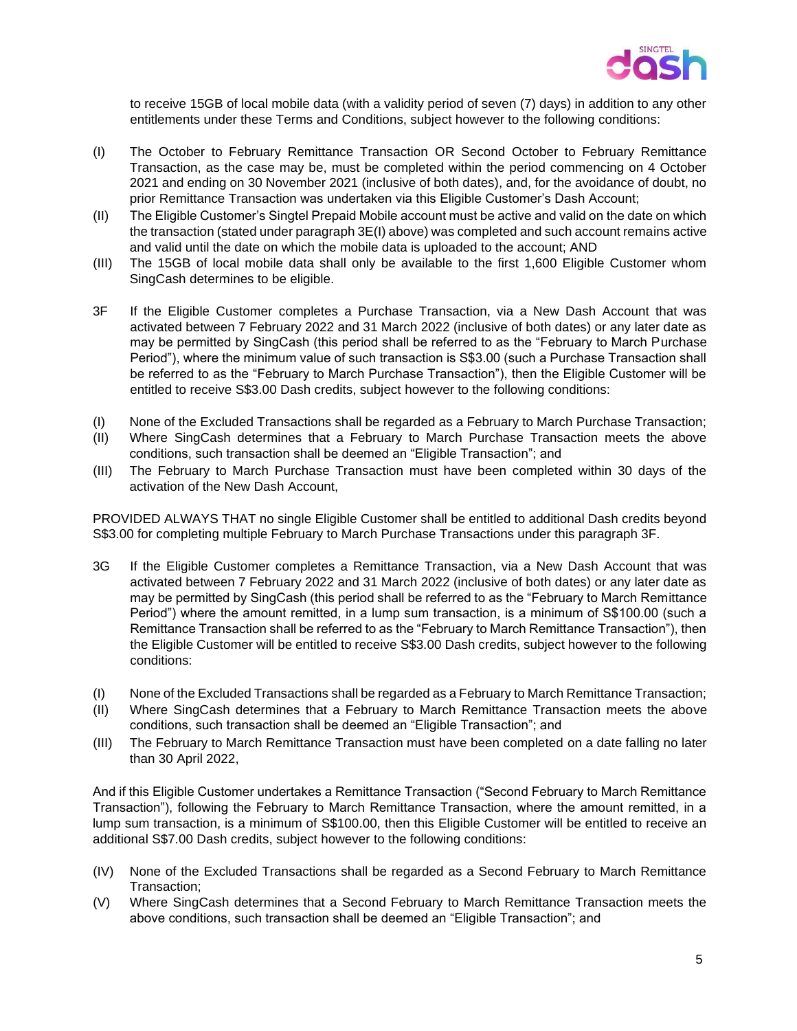to receive 15GB of local mobile data (with a validity period of seven (7) days) in addition to any other entitlements under these Terms and Conditions, subject however to the following conditions:

(I) The October to February Remittance Transaction OR Second October to February Remittance Transaction, as the case may be, must be completed within the period commencing on 4 October 2021 and ending on 30 November 2021 (inclusive of both dates), and, for the avoidance of doubt, no prior Remittance Transaction was undertaken via this Eligible Customer's Dash Account;

(II) The Eligible Customer's Singtel Prepaid Mobile account must be active and valid on the date on which the transaction (stated under paragraph 3E(I) above) was completed and such account remains active and valid until the date on which the mobile data is uploaded to the account; AND

(III) The 15GB of local mobile data shall only be available to the first 1,600 Eligible Customer whom SingCash determines to be eligible.

3F If the Eligible Customer completes a Purchase Transaction, via a New Dash Account that was activated between 7 February 2022 and 31 March 2022 (inclusive of both dates) or any later date as may be permitted by SingCash (this period shall be referred to as the "February to March Purchase Period"), where the minimum value of such transaction is S$3.00 (such a Purchase Transaction shall be referred to as the "February to March Purchase Transaction"), then the Eligible Customer will be entitled to receive S$3.00 Dash credits, subject however to the following conditions:

(I) None of the Excluded Transactions shall be regarded as a February to March Purchase Transaction;

(II) Where SingCash determines that a February to March Purchase Transaction meets the above conditions, such transaction shall be deemed an "Eligible Transaction"; and

(III) The February to March Purchase Transaction must have been completed within 30 days of the activation of the New Dash Account,

PROVIDED ALWAYS THAT no single Eligible Customer shall be entitled to additional Dash credits beyond S$3.00 for completing multiple February to March Purchase Transactions under this paragraph 3F.

3G If the Eligible Customer completes a Remittance Transaction, via a New Dash Account that was activated between 7 February 2022 and 31 March 2022 (inclusive of both dates) or any later date as may be permitted by SingCash (this period shall be referred to as the "February to March Remittance Period") where the amount remitted, in a lump sum transaction, is a minimum of S$100.00 (such a Remittance Transaction shall be referred to as the "February to March Remittance Transaction"), then the Eligible Customer will be entitled to receive S$3.00 Dash credits, subject however to the following conditions:

(I) None of the Excluded Transactions shall be regarded as a February to March Remittance Transaction;

(II) Where SingCash determines that a February to March Remittance Transaction meets the above conditions, such transaction shall be deemed an "Eligible Transaction"; and

(III) The February to March Remittance Transaction must have been completed on a date falling no later than 30 April 2022,

And if this Eligible Customer undertakes a Remittance Transaction ("Second February to March Remittance Transaction"), following the February to March Remittance Transaction, where the amount remitted, in a lump sum transaction, is a minimum of S$100.00, then this Eligible Customer will be entitled to receive an additional S$7.00 Dash credits, subject however to the following conditions:

(IV) None of the Excluded Transactions shall be regarded as a Second February to March Remittance Transaction;

(V) Where SingCash determines that a Second February to March Remittance Transaction meets the above conditions, such transaction shall be deemed an "Eligible Transaction"; and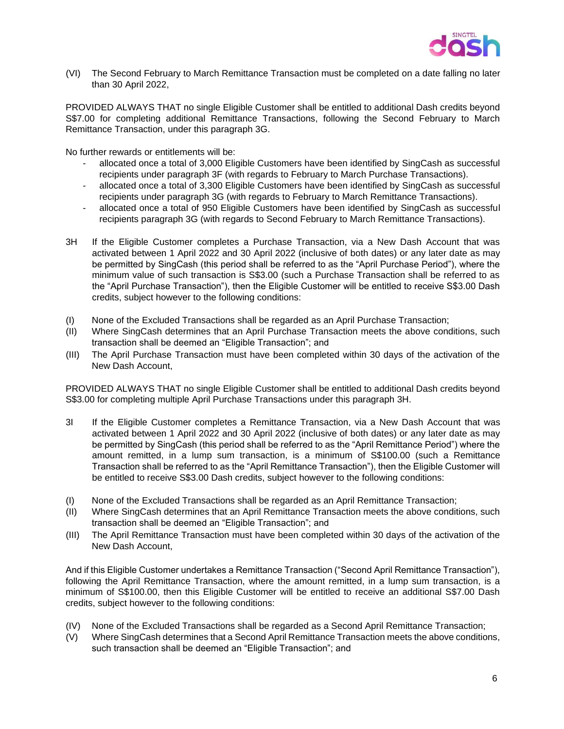(VI) The Second February to March Remittance Transaction must be completed on a date falling no later than 30 April 2022,

PROVIDED ALWAYS THAT no single Eligible Customer shall be entitled to additional Dash credits beyond S$7.00 for completing additional Remittance Transactions, following the Second February to March Remittance Transaction, under this paragraph 3G.

No further rewards or entitlements will be:

- allocated once a total of 3,000 Eligible Customers have been identified by SingCash as successful recipients under paragraph 3F (with regards to February to March Purchase Transactions).
- allocated once a total of 3,300 Eligible Customers have been identified by SingCash as successful recipients under paragraph 3G (with regards to February to March Remittance Transactions).
- allocated once a total of 950 Eligible Customers have been identified by SingCash as successful recipients paragraph 3G (with regards to Second February to March Remittance Transactions).

3H If the Eligible Customer completes a Purchase Transaction, via a New Dash Account that was activated between 1 April 2022 and 30 April 2022 (inclusive of both dates) or any later date as may be permitted by SingCash (this period shall be referred to as the "April Purchase Period"), where the minimum value of such transaction is S$3.00 (such a Purchase Transaction shall be referred to as the "April Purchase Transaction"), then the Eligible Customer will be entitled to receive S$3.00 Dash credits, subject however to the following conditions:

(I) None of the Excluded Transactions shall be regarded as an April Purchase Transaction;
(II) Where SingCash determines that an April Purchase Transaction meets the above conditions, such transaction shall be deemed an "Eligible Transaction"; and
(III) The April Purchase Transaction must have been completed within 30 days of the activation of the New Dash Account,

PROVIDED ALWAYS THAT no single Eligible Customer shall be entitled to additional Dash credits beyond S$3.00 for completing multiple April Purchase Transactions under this paragraph 3H.

3I If the Eligible Customer completes a Remittance Transaction, via a New Dash Account that was activated between 1 April 2022 and 30 April 2022 (inclusive of both dates) or any later date as may be permitted by SingCash (this period shall be referred to as the "April Remittance Period") where the amount remitted, in a lump sum transaction, is a minimum of S$100.00 (such a Remittance Transaction shall be referred to as the "April Remittance Transaction"), then the Eligible Customer will be entitled to receive S$3.00 Dash credits, subject however to the following conditions:

(I) None of the Excluded Transactions shall be regarded as an April Remittance Transaction;
(II) Where SingCash determines that an April Remittance Transaction meets the above conditions, such transaction shall be deemed an "Eligible Transaction"; and
(III) The April Remittance Transaction must have been completed within 30 days of the activation of the New Dash Account,

And if this Eligible Customer undertakes a Remittance Transaction ("Second April Remittance Transaction"), following the April Remittance Transaction, where the amount remitted, in a lump sum transaction, is a minimum of S$100.00, then this Eligible Customer will be entitled to receive an additional S$7.00 Dash credits, subject however to the following conditions:

(IV) None of the Excluded Transactions shall be regarded as a Second April Remittance Transaction;
(V) Where SingCash determines that a Second April Remittance Transaction meets the above conditions, such transaction shall be deemed an "Eligible Transaction"; and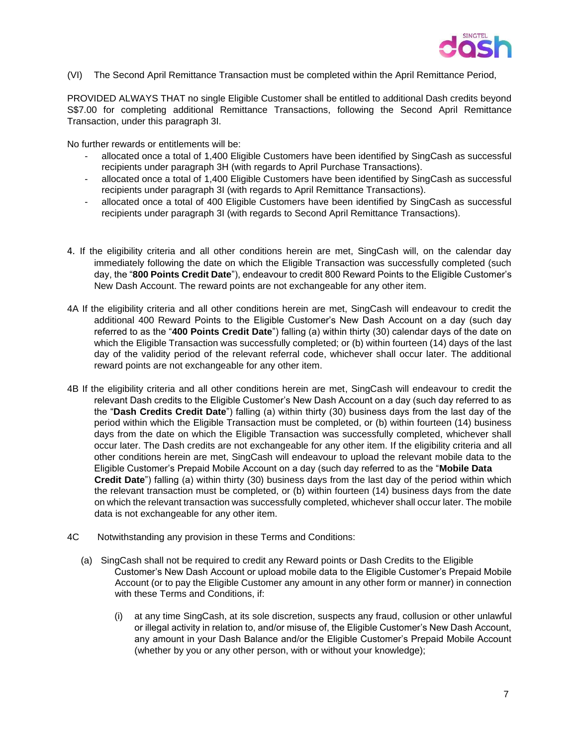(VI) The Second April Remittance Transaction must be completed within the April Remittance Period,

PROVIDED ALWAYS THAT no single Eligible Customer shall be entitled to additional Dash credits beyond S$7.00 for completing additional Remittance Transactions, following the Second April Remittance Transaction, under this paragraph 3I.

No further rewards or entitlements will be:

- allocated once a total of 1,400 Eligible Customers have been identified by SingCash as successful recipients under paragraph 3H (with regards to April Purchase Transactions).
- allocated once a total of 1,400 Eligible Customers have been identified by SingCash as successful recipients under paragraph 3I (with regards to April Remittance Transactions).
- allocated once a total of 400 Eligible Customers have been identified by SingCash as successful recipients under paragraph 3I (with regards to Second April Remittance Transactions).

4. If the eligibility criteria and all other conditions herein are met, SingCash will, on the calendar day immediately following the date on which the Eligible Transaction was successfully completed (such day, the "**800 Points Credit Date**"), endeavour to credit 800 Reward Points to the Eligible Customer's New Dash Account. The reward points are not exchangeable for any other item.

4A If the eligibility criteria and all other conditions herein are met, SingCash will endeavour to credit the additional 400 Reward Points to the Eligible Customer's New Dash Account on a day (such day referred to as the "**400 Points Credit Date**") falling (a) within thirty (30) calendar days of the date on which the Eligible Transaction was successfully completed; or (b) within fourteen (14) days of the last day of the validity period of the relevant referral code, whichever shall occur later. The additional reward points are not exchangeable for any other item.

4B If the eligibility criteria and all other conditions herein are met, SingCash will endeavour to credit the relevant Dash credits to the Eligible Customer's New Dash Account on a day (such day referred to as the "**Dash Credits Credit Date**") falling (a) within thirty (30) business days from the last day of the period within which the Eligible Transaction must be completed, or (b) within fourteen (14) business days from the date on which the Eligible Transaction was successfully completed, whichever shall occur later. The Dash credits are not exchangeable for any other item. If the eligibility criteria and all other conditions herein are met, SingCash will endeavour to upload the relevant mobile data to the Eligible Customer's Prepaid Mobile Account on a day (such day referred to as the "**Mobile Data Credit Date**") falling (a) within thirty (30) business days from the last day of the period within which the relevant transaction must be completed, or (b) within fourteen (14) business days from the date on which the relevant transaction was successfully completed, whichever shall occur later. The mobile data is not exchangeable for any other item.

4C Notwithstanding any provision in these Terms and Conditions:

(a) SingCash shall not be required to credit any Reward points or Dash Credits to the Eligible Customer's New Dash Account or upload mobile data to the Eligible Customer's Prepaid Mobile Account (or to pay the Eligible Customer any amount in any other form or manner) in connection with these Terms and Conditions, if:

(i) at any time SingCash, at its sole discretion, suspects any fraud, collusion or other unlawful or illegal activity in relation to, and/or misuse of, the Eligible Customer's New Dash Account, any amount in your Dash Balance and/or the Eligible Customer's Prepaid Mobile Account (whether by you or any other person, with or without your knowledge);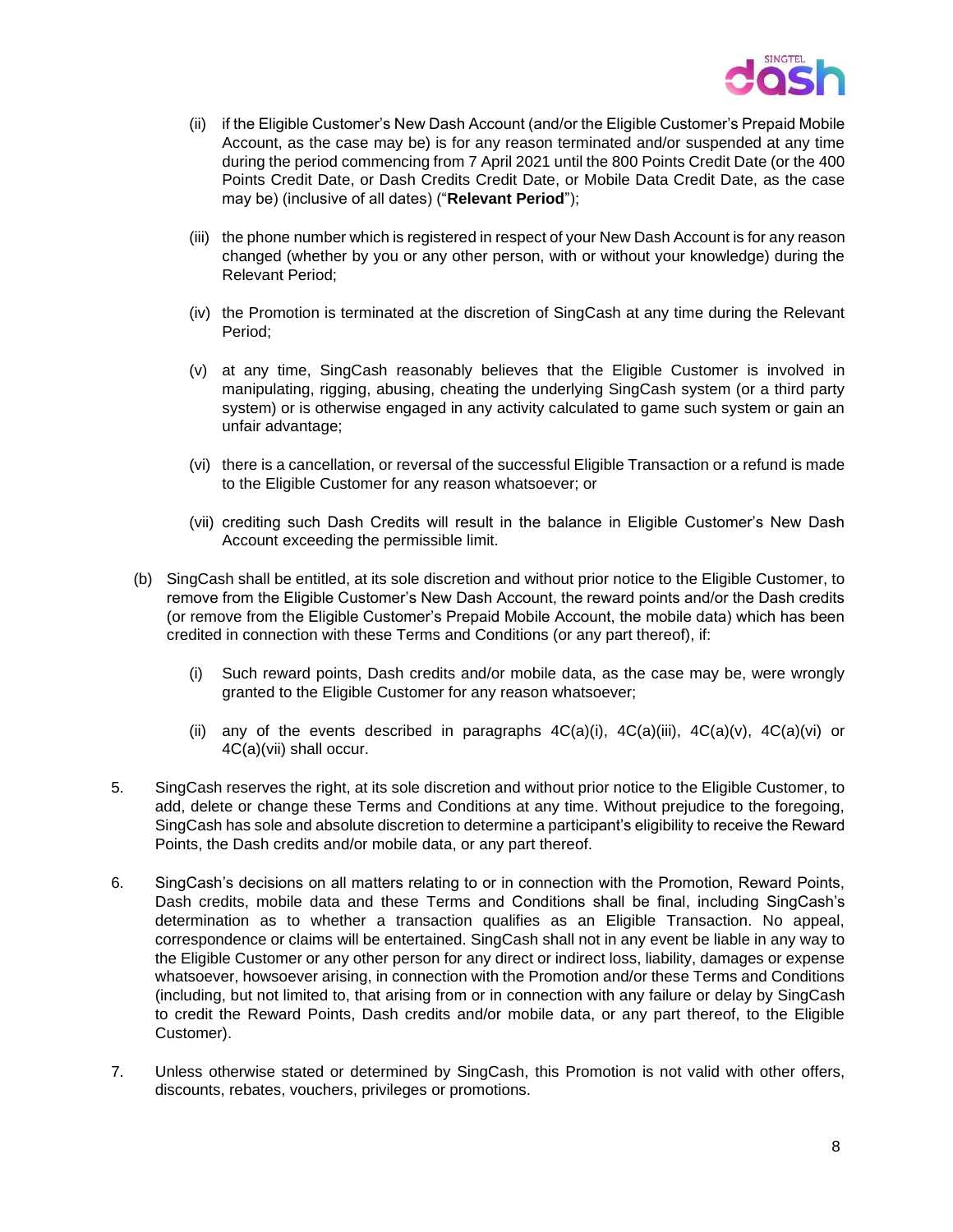(ii) if the Eligible Customer's New Dash Account (and/or the Eligible Customer's Prepaid Mobile Account, as the case may be) is for any reason terminated and/or suspended at any time during the period commencing from 7 April 2021 until the 800 Points Credit Date (or the 400 Points Credit Date, or Dash Credits Credit Date, or Mobile Data Credit Date, as the case may be) (inclusive of all dates) ("**Relevant Period**");

(iii) the phone number which is registered in respect of your New Dash Account is for any reason changed (whether by you or any other person, with or without your knowledge) during the Relevant Period;

(iv) the Promotion is terminated at the discretion of SingCash at any time during the Relevant Period;

(v) at any time, SingCash reasonably believes that the Eligible Customer is involved in manipulating, rigging, abusing, cheating the underlying SingCash system (or a third party system) or is otherwise engaged in any activity calculated to game such system or gain an unfair advantage;

(vi) there is a cancellation, or reversal of the successful Eligible Transaction or a refund is made to the Eligible Customer for any reason whatsoever; or

(vii) crediting such Dash Credits will result in the balance in Eligible Customer's New Dash Account exceeding the permissible limit.

(b) SingCash shall be entitled, at its sole discretion and without prior notice to the Eligible Customer, to remove from the Eligible Customer's New Dash Account, the reward points and/or the Dash credits (or remove from the Eligible Customer's Prepaid Mobile Account, the mobile data) which has been credited in connection with these Terms and Conditions (or any part thereof), if:

(i) Such reward points, Dash credits and/or mobile data, as the case may be, were wrongly granted to the Eligible Customer for any reason whatsoever;

(ii) any of the events described in paragraphs 4C(a)(i), 4C(a)(iii), 4C(a)(v), 4C(a)(vi) or 4C(a)(vii) shall occur.

5. SingCash reserves the right, at its sole discretion and without prior notice to the Eligible Customer, to add, delete or change these Terms and Conditions at any time. Without prejudice to the foregoing, SingCash has sole and absolute discretion to determine a participant's eligibility to receive the Reward Points, the Dash credits and/or mobile data, or any part thereof.

6. SingCash's decisions on all matters relating to or in connection with the Promotion, Reward Points, Dash credits, mobile data and these Terms and Conditions shall be final, including SingCash's determination as to whether a transaction qualifies as an Eligible Transaction. No appeal, correspondence or claims will be entertained. SingCash shall not in any event be liable in any way to the Eligible Customer or any other person for any direct or indirect loss, liability, damages or expense whatsoever, howsoever arising, in connection with the Promotion and/or these Terms and Conditions (including, but not limited to, that arising from or in connection with any failure or delay by SingCash to credit the Reward Points, Dash credits and/or mobile data, or any part thereof, to the Eligible Customer).

7. Unless otherwise stated or determined by SingCash, this Promotion is not valid with other offers, discounts, rebates, vouchers, privileges or promotions.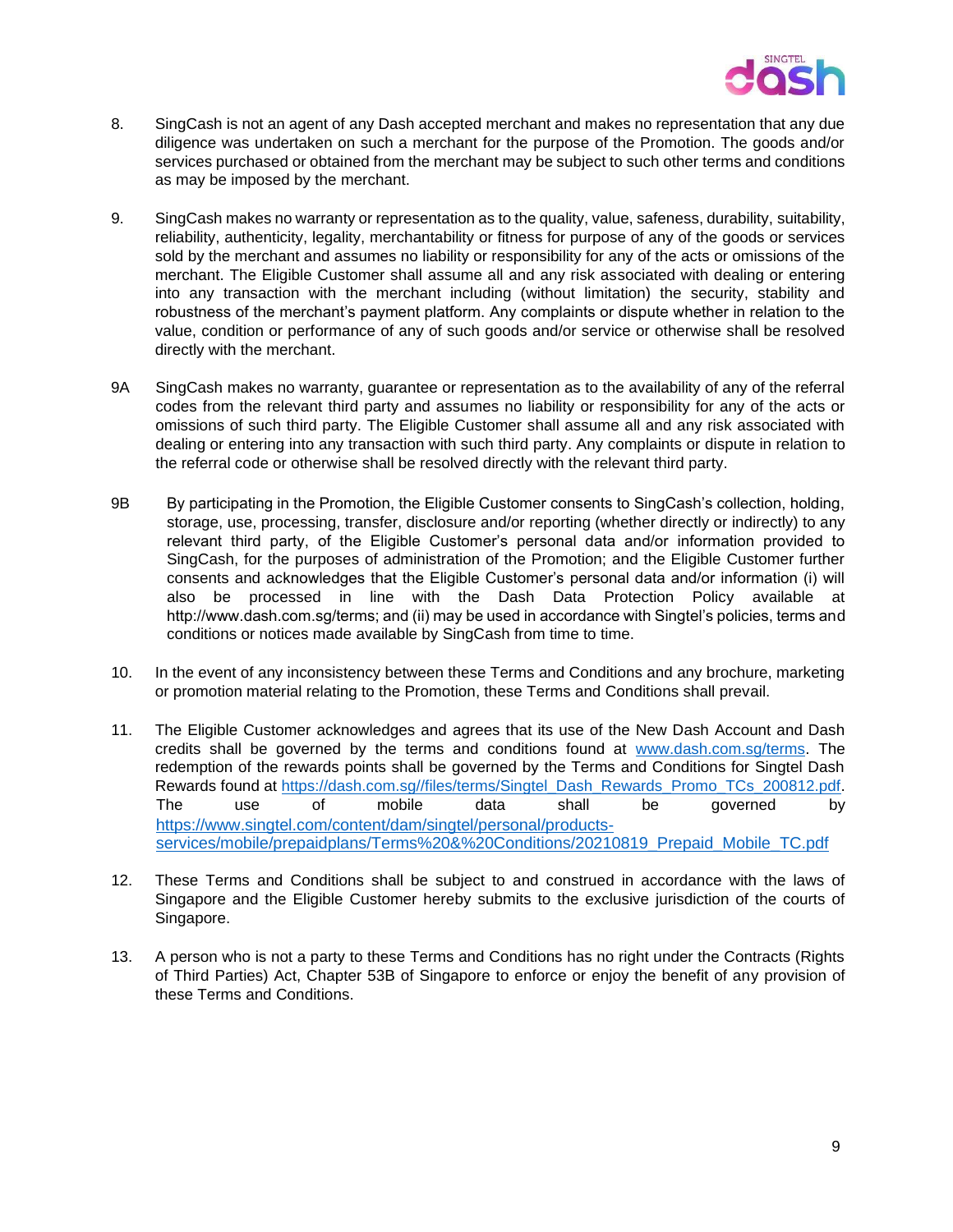8. SingCash is not an agent of any Dash accepted merchant and makes no representation that any due diligence was undertaken on such a merchant for the purpose of the Promotion. The goods and/or services purchased or obtained from the merchant may be subject to such other terms and conditions as may be imposed by the merchant.

9. SingCash makes no warranty or representation as to the quality, value, safeness, durability, suitability, reliability, authenticity, legality, merchantability or fitness for purpose of any of the goods or services sold by the merchant and assumes no liability or responsibility for any of the acts or omissions of the merchant. The Eligible Customer shall assume all and any risk associated with dealing or entering into any transaction with the merchant including (without limitation) the security, stability and robustness of the merchant's payment platform. Any complaints or dispute whether in relation to the value, condition or performance of any of such goods and/or service or otherwise shall be resolved directly with the merchant.

9A SingCash makes no warranty, guarantee or representation as to the availability of any of the referral codes from the relevant third party and assumes no liability or responsibility for any of the acts or omissions of such third party. The Eligible Customer shall assume all and any risk associated with dealing or entering into any transaction with such third party. Any complaints or dispute in relation to the referral code or otherwise shall be resolved directly with the relevant third party.

9B By participating in the Promotion, the Eligible Customer consents to SingCash's collection, holding, storage, use, processing, transfer, disclosure and/or reporting (whether directly or indirectly) to any relevant third party, of the Eligible Customer's personal data and/or information provided to SingCash, for the purposes of administration of the Promotion; and the Eligible Customer further consents and acknowledges that the Eligible Customer's personal data and/or information (i) will also be processed in line with the Dash Data Protection Policy available at http://www.dash.com.sg/terms; and (ii) may be used in accordance with Singtel's policies, terms and conditions or notices made available by SingCash from time to time.

10. In the event of any inconsistency between these Terms and Conditions and any brochure, marketing or promotion material relating to the Promotion, these Terms and Conditions shall prevail.

11. The Eligible Customer acknowledges and agrees that its use of the New Dash Account and Dash credits shall be governed by the terms and conditions found at [www.dash.com.sg/terms](www.dash.com.sg/terms). The redemption of the rewards points shall be governed by the Terms and Conditions for Singtel Dash Rewards found at [https://dash.com.sg//files/terms/Singtel_Dash_Rewards_Promo_TCs_200812.pdf](https://dash.com.sg//files/terms/Singtel_Dash_Rewards_Promo_TCs_200812.pdf). The use of mobile data shall be governed by [https://www.singtel.com/content/dam/singtel/personal/products-services/mobile/prepaidplans/Terms%20&%20Conditions/20210819_Prepaid_Mobile_TC.pdf](https://www.singtel.com/content/dam/singtel/personal/products-services/mobile/prepaidplans/Terms%20&%20Conditions/20210819_Prepaid_Mobile_TC.pdf)

12. These Terms and Conditions shall be subject to and construed in accordance with the laws of Singapore and the Eligible Customer hereby submits to the exclusive jurisdiction of the courts of Singapore.

13. A person who is not a party to these Terms and Conditions has no right under the Contracts (Rights of Third Parties) Act, Chapter 53B of Singapore to enforce or enjoy the benefit of any provision of these Terms and Conditions.